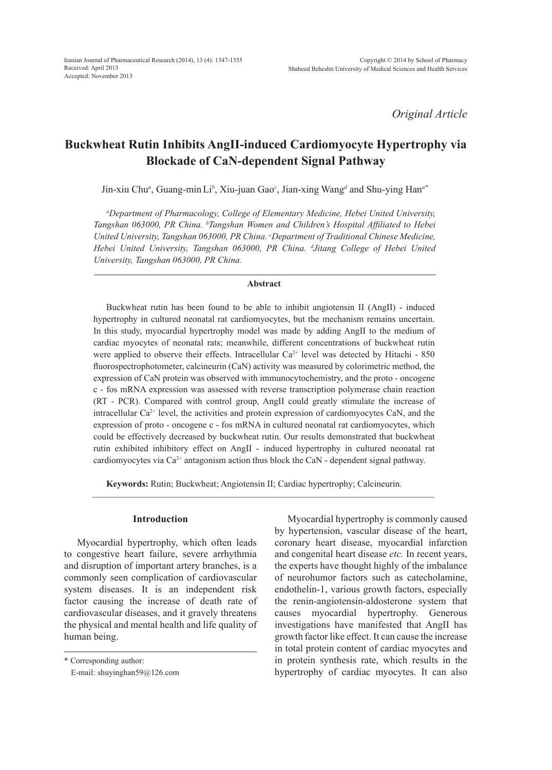*Original Article*

# Buckwheat Rutin Inhibits AngII-induced Cardiomyocyte Hypertrophy via Blockade of CaN-dependent Signal Pathway

Jin-xiu Chu[a], Guang-min Li[b], Xiu-juan Gao[c], Jian-xing Wang[d] and Shu-ying Han[a*]

*[a]Department of Pharmacology, College of Elementary Medicine, Hebei United University, Tangshan 063000, PR China. [b]Tangshan Women and Children's Hospital Affiliated to Hebei United University, Tangshan 063000, PR China. [c]Department of Traditional Chinese Medicine, Hebei United University, Tangshan 063000, PR China. [d]Jitang College of Hebei United University, Tangshan 063000, PR China.*

## Abstract

Buckwheat rutin has been found to be able to inhibit angiotensin II (AngII) - induced hypertrophy in cultured neonatal rat cardiomyocytes, but the mechanism remains uncertain. In this study, myocardial hypertrophy model was made by adding AngII to the medium of cardiac myocytes of neonatal rats; meanwhile, different concentrations of buckwheat rutin were applied to observe their effects. Intracellular $Ca^{2+}$ level was detected by Hitachi - 850 fluorospectrophotometer, calcineurin (CaN) activity was measured by colorimetric method, the expression of CaN protein was observed with immunocytochemistry, and the proto - oncogene c - fos mRNA expression was assessed with reverse transcription polymerase chain reaction (RT - PCR). Compared with control group, AngII could greatly stimulate the increase of intracellular $Ca^{2+}$ level, the activities and protein expression of cardiomyocytes CaN, and the expression of proto - oncogene c - fos mRNA in cultured neonatal rat cardiomyocytes, which could be effectively decreased by buckwheat rutin. Our results demonstrated that buckwheat rutin exhibited inhibitory effect on AngII - induced hypertrophy in cultured neonatal rat cardiomyocytes via $Ca^{2+}$ antagonism action thus block the CaN - dependent signal pathway.

**Keywords:** Rutin; Buckwheat; Angiotensin II; Cardiac hypertrophy; Calcineurin.

## Introduction

Myocardial hypertrophy, which often leads to congestive heart failure, severe arrhythmia and disruption of important artery branches, is a commonly seen complication of cardiovascular system diseases. It is an independent risk factor causing the increase of death rate of cardiovascular diseases, and it gravely threatens the physical and mental health and life quality of human being.

Myocardial hypertrophy is commonly caused by hypertension, vascular disease of the heart, coronary heart disease, myocardial infarction and congenital heart disease *etc.* In recent years, the experts have thought highly of the imbalance of neurohumor factors such as catecholamine, endothelin-1, various growth factors, especially the renin-angiotensin-aldosterone system that causes myocardial hypertrophy. Generous investigations have manifested that AngII has growth factor like effect. It can cause the increase in total protein content of cardiac myocytes and in protein synthesis rate, which results in the hypertrophy of cardiac myocytes. It can also

\* Corresponding author:
E-mail: shuyinghan59@126.com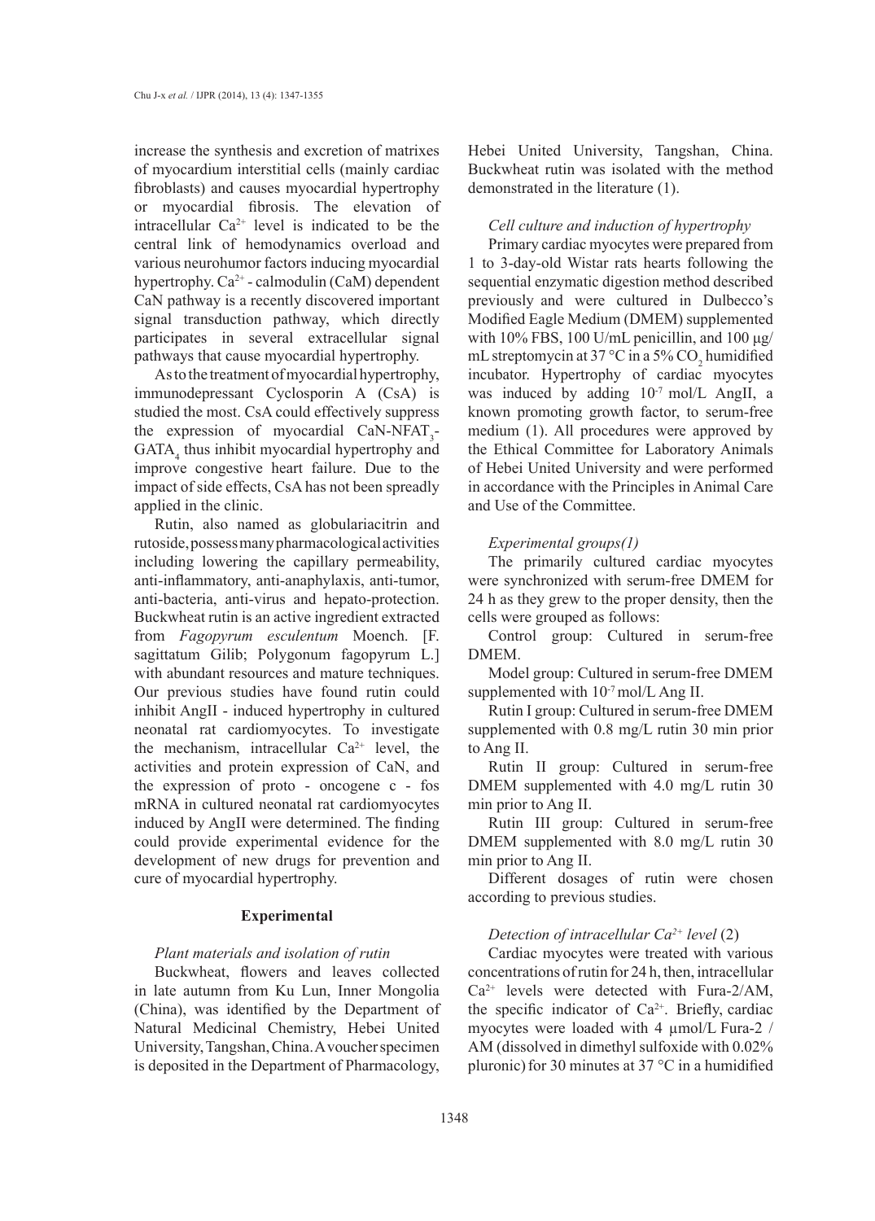increase the synthesis and excretion of matrixes of myocardium interstitial cells (mainly cardiac fibroblasts) and causes myocardial hypertrophy or myocardial fibrosis. The elevation of intracellular $Ca^{2+}$ level is indicated to be the central link of hemodynamics overload and various neurohumor factors inducing myocardial hypertrophy. $Ca^{2+}$ - calmodulin (CaM) dependent CaN pathway is a recently discovered important signal transduction pathway, which directly participates in several extracellular signal pathways that cause myocardial hypertrophy.

As to the treatment of myocardial hypertrophy, immunodepressant Cyclosporin A (CsA) is studied the most. CsA could effectively suppress the expression of myocardial CaN-$NFAT_3$-$GATA_4$ thus inhibit myocardial hypertrophy and improve congestive heart failure. Due to the impact of side effects, CsA has not been spreadly applied in the clinic.

Rutin, also named as globulariacitrin and rutoside, possess many pharmacological activities including lowering the capillary permeability, anti-inflammatory, anti-anaphylaxis, anti-tumor, anti-bacteria, anti-virus and hepato-protection. Buckwheat rutin is an active ingredient extracted from *Fagopyrum esculentum* Moench. [F. sagittatum Gilib; Polygonum fagopyrum L.] with abundant resources and mature techniques. Our previous studies have found rutin could inhibit AngII - induced hypertrophy in cultured neonatal rat cardiomyocytes. To investigate the mechanism, intracellular $Ca^{2+}$ level, the activities and protein expression of CaN, and the expression of proto - oncogene c - fos mRNA in cultured neonatal rat cardiomyocytes induced by AngII were determined. The finding could provide experimental evidence for the development of new drugs for prevention and cure of myocardial hypertrophy.

## Experimental

### *Plant materials and isolation of rutin*

Buckwheat, flowers and leaves collected in late autumn from Ku Lun, Inner Mongolia (China), was identified by the Department of Natural Medicinal Chemistry, Hebei United University, Tangshan, China. A voucher specimen is deposited in the Department of Pharmacology, Hebei United University, Tangshan, China. Buckwheat rutin was isolated with the method demonstrated in the literature (1).

### *Cell culture and induction of hypertrophy*

Primary cardiac myocytes were prepared from 1 to 3-day-old Wistar rats hearts following the sequential enzymatic digestion method described previously and were cultured in Dulbecco's Modified Eagle Medium (DMEM) supplemented with 10% FBS, 100 U/mL penicillin, and 100 µg/mL streptomycin at 37 °C in a 5% $CO_2$ humidified incubator. Hypertrophy of cardiac myocytes was induced by adding $10^{-7}$ mol/L AngII, a known promoting growth factor, to serum-free medium (1). All procedures were approved by the Ethical Committee for Laboratory Animals of Hebei United University and were performed in accordance with the Principles in Animal Care and Use of the Committee.

### *Experimental groups(1)*

The primarily cultured cardiac myocytes were synchronized with serum-free DMEM for 24 h as they grew to the proper density, then the cells were grouped as follows:

Control group: Cultured in serum-free DMEM.

Model group: Cultured in serum-free DMEM supplemented with $10^{-7}$ mol/L Ang II.

Rutin I group: Cultured in serum-free DMEM supplemented with 0.8 mg/L rutin 30 min prior to Ang II.

Rutin II group: Cultured in serum-free DMEM supplemented with 4.0 mg/L rutin 30 min prior to Ang II.

Rutin III group: Cultured in serum-free DMEM supplemented with 8.0 mg/L rutin 30 min prior to Ang II.

Different dosages of rutin were chosen according to previous studies.

### *Detection of intracellular $Ca^{2+}$ level* (2)

Cardiac myocytes were treated with various concentrations of rutin for 24 h, then, intracellular $Ca^{2+}$ levels were detected with Fura-2/AM, the specific indicator of $Ca^{2+}$. Briefly, cardiac myocytes were loaded with 4 µmol/L Fura-2 / AM (dissolved in dimethyl sulfoxide with 0.02% pluronic) for 30 minutes at 37 °C in a humidified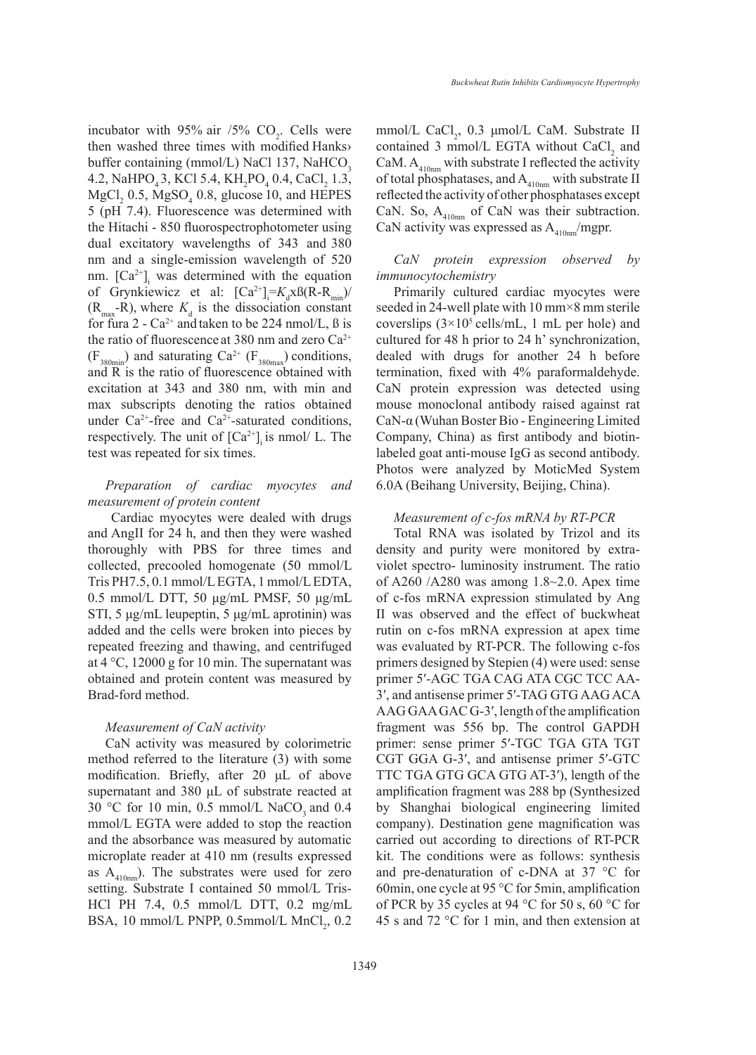incubator with 95% air /5% $CO_2$. Cells were then washed three times with modified Hanks› buffer containing (mmol/L) NaCl 137, $NaHCO_3$ 4.2, $NaHPO_4$ 3, KCl 5.4, $KH_2PO_4$ 0.4, $CaCl_2$ 1.3, $MgCl_2$ 0.5, $MgSO_4$ 0.8, glucose 10, and HEPES 5 (pH 7.4). Fluorescence was determined with the Hitachi - 850 fluorospectrophotometer using dual excitatory wavelengths of 343 and 380 nm and a single-emission wavelength of 520 nm. $[Ca^{2+}]_i$ was determined with the equation of Grynkiewicz et al: $[Ca^{2+}]_i = K_d \times ß(R-R_{min})/(R_{max}-R)$, where $K_d$ is the dissociation constant for fura 2 - $Ca^{2+}$ and taken to be 224 nmol/L, ß is the ratio of fluorescence at 380 nm and zero $Ca^{2+}$ ($F_{380min}$) and saturating $Ca^{2+}$ ($F_{380max}$) conditions, and R is the ratio of fluorescence obtained with excitation at 343 and 380 nm, with min and max subscripts denoting the ratios obtained under $Ca^{2+}$-free and $Ca^{2+}$-saturated conditions, respectively. The unit of $[Ca^{2+}]_i$ is nmol/ L. The test was repeated for six times.

*Preparation of cardiac myocytes and measurement of protein content*

Cardiac myocytes were dealed with drugs and AngII for 24 h, and then they were washed thoroughly with PBS for three times and collected, precooled homogenate (50 mmol/L Tris PH7.5, 0.1 mmol/L EGTA, 1 mmol/L EDTA, 0.5 mmol/L DTT, 50 μg/mL PMSF, 50 μg/mL STI, 5 μg/mL leupeptin, 5 μg/mL aprotinin) was added and the cells were broken into pieces by repeated freezing and thawing, and centrifuged at 4 °C, 12000 g for 10 min. The supernatant was obtained and protein content was measured by Brad-ford method.

*Measurement of CaN activity*

CaN activity was measured by colorimetric method referred to the literature (3) with some modification. Briefly, after 20 μL of above supernatant and 380 μL of substrate reacted at 30 °C for 10 min, 0.5 mmol/L $NaCO_3$ and 0.4 mmol/L EGTA were added to stop the reaction and the absorbance was measured by automatic microplate reader at 410 nm (results expressed as $A_{410nm}$). The substrates were used for zero setting. Substrate I contained 50 mmol/L Tris-HCl PH 7.4, 0.5 mmol/L DTT, 0.2 mg/mL BSA, 10 mmol/L PNPP, 0.5mmol/L $MnCl_2$, 0.2 mmol/L $CaCl_2$, 0.3 μmol/L CaM. Substrate II contained 3 mmol/L EGTA without $CaCl_2$ and CaM. $A_{410nm}$ with substrate I reflected the activity of total phosphatases, and $A_{410nm}$ with substrate II reflected the activity of other phosphatases except CaN. So, $A_{410nm}$ of CaN was their subtraction. CaN activity was expressed as $A_{410nm}$/mgpr.

*CaN protein expression observed by immunocytochemistry*

Primarily cultured cardiac myocytes were seeded in 24-well plate with 10 mm×8 mm sterile coverslips ($3\times10^5$ cells/mL, 1 mL per hole) and cultured for 48 h prior to 24 h' synchronization, dealed with drugs for another 24 h before termination, fixed with 4% paraformaldehyde. CaN protein expression was detected using mouse monoclonal antibody raised against rat CaN-α (Wuhan Boster Bio - Engineering Limited Company, China) as first antibody and biotin-labeled goat anti-mouse IgG as second antibody. Photos were analyzed by MoticMed System 6.0A (Beihang University, Beijing, China).

*Measurement of c-fos mRNA by RT-PCR*

Total RNA was isolated by Trizol and its density and purity were monitored by extra-violet spectro- luminosity instrument. The ratio of A260 /A280 was among 1.8~2.0. Apex time of c-fos mRNA expression stimulated by Ang II was observed and the effect of buckwheat rutin on c-fos mRNA expression at apex time was evaluated by RT-PCR. The following c-fos primers designed by Stepien (4) were used: sense primer 5′-AGC TGA CAG ATA CGC TCC AA-3′, and antisense primer 5′-TAG GTG AAG ACA AAG GAA GAC G-3′, length of the amplification fragment was 556 bp. The control GAPDH primer: sense primer 5′-TGC TGA GTA TGT CGT GGA G-3′, and antisense primer 5′-GTC TTC TGA GTG GCA GTG AT-3′), length of the amplification fragment was 288 bp (Synthesized by Shanghai biological engineering limited company). Destination gene magnification was carried out according to directions of RT-PCR kit. The conditions were as follows: synthesis and pre-denaturation of c-DNA at 37 °C for 60min, one cycle at 95 °C for 5min, amplification of PCR by 35 cycles at 94 °C for 50 s, 60 °C for 45 s and 72 °C for 1 min, and then extension at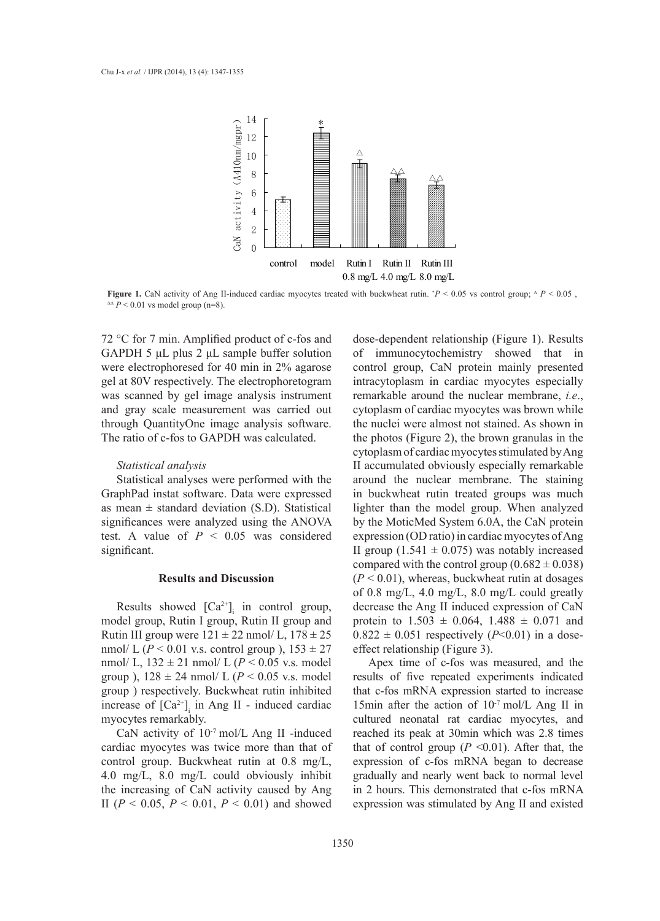**Figure 1.** CaN activity of Ang II-induced cardiac myocytes treated with buckwheat rutin. $^{*}P < 0.05$ vs control group; $^{\Delta}P < 0.05$, $^{\Delta\Delta}P < 0.01$ vs model group (n=8).

72 °C for 7 min. Amplified product of c-fos and GAPDH 5 μL plus 2 μL sample buffer solution were electrophoresed for 40 min in 2% agarose gel at 80V respectively. The electrophoretogram was scanned by gel image analysis instrument and gray scale measurement was carried out through QuantityOne image analysis software. The ratio of c-fos to GAPDH was calculated.

*Statistical analysis*

Statistical analyses were performed with the GraphPad instat software. Data were expressed as mean ± standard deviation (S.D). Statistical significances were analyzed using the ANOVA test. A value of $P < 0.05$ was considered significant.

## Results and Discussion

Results showed $[Ca^{2+}]_i$ in control group, model group, Rutin I group, Rutin II group and Rutin III group were 121 ± 22 nmol/ L, 178 ± 25 nmol/ L ($P < 0.01$ v.s. control group ), 153 ± 27 nmol/ L, 132 ± 21 nmol/ L ($P < 0.05$ v.s. model group ), 128 ± 24 nmol/ L ($P < 0.05$ v.s. model group ) respectively. Buckwheat rutin inhibited increase of $[Ca^{2+}]_i$ in Ang II - induced cardiac myocytes remarkably.

CaN activity of $10^{-7}$ mol/L Ang II -induced cardiac myocytes was twice more than that of control group. Buckwheat rutin at 0.8 mg/L, 4.0 mg/L, 8.0 mg/L could obviously inhibit the increasing of CaN activity caused by Ang II ($P < 0.05$, $P < 0.01$, $P < 0.01$) and showed dose-dependent relationship (Figure 1). Results of immunocytochemistry showed that in control group, CaN protein mainly presented intracytoplasm in cardiac myocytes especially remarkable around the nuclear membrane, *i.e*., cytoplasm of cardiac myocytes was brown while the nuclei were almost not stained. As shown in the photos (Figure 2), the brown granulas in the cytoplasm of cardiac myocytes stimulated by Ang II accumulated obviously especially remarkable around the nuclear membrane. The staining in buckwheat rutin treated groups was much lighter than the model group. When analyzed by the MoticMed System 6.0A, the CaN protein expression (OD ratio) in cardiac myocytes of Ang II group (1.541 ± 0.075) was notably increased compared with the control group (0.682 ± 0.038) ($P < 0.01$), whereas, buckwheat rutin at dosages of 0.8 mg/L, 4.0 mg/L, 8.0 mg/L could greatly decrease the Ang II induced expression of CaN protein to 1.503 ± 0.064, 1.488 ± 0.071 and 0.822 ± 0.051 respectively ($P$<0.01) in a dose-effect relationship (Figure 3).

Apex time of c-fos was measured, and the results of five repeated experiments indicated that c-fos mRNA expression started to increase 15min after the action of $10^{-7}$ mol/L Ang II in cultured neonatal rat cardiac myocytes, and reached its peak at 30min which was 2.8 times that of control group ($P$ <0.01). After that, the expression of c-fos mRNA began to decrease gradually and nearly went back to normal level in 2 hours. This demonstrated that c-fos mRNA expression was stimulated by Ang II and existed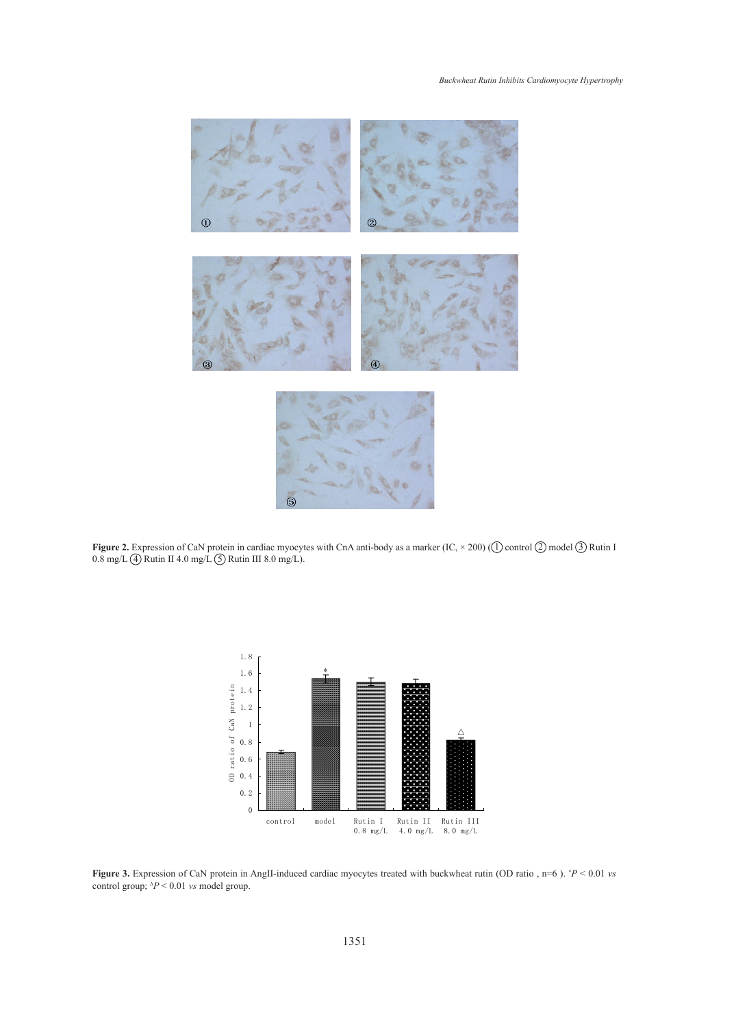Figure 2. Expression of CaN protein in cardiac myocytes with CnA anti-body as a marker (IC, × 200) (① control ② model ③ Rutin I 0.8 mg/L ④ Rutin II 4.0 mg/L ⑤ Rutin III 8.0 mg/L).

Figure 3. Expression of CaN protein in AngII-induced cardiac myocytes treated with buckwheat rutin (OD ratio , n=6 ). $^{*}P < 0.01$ *vs* control group; $^{\Delta}P < 0.01$ *vs* model group.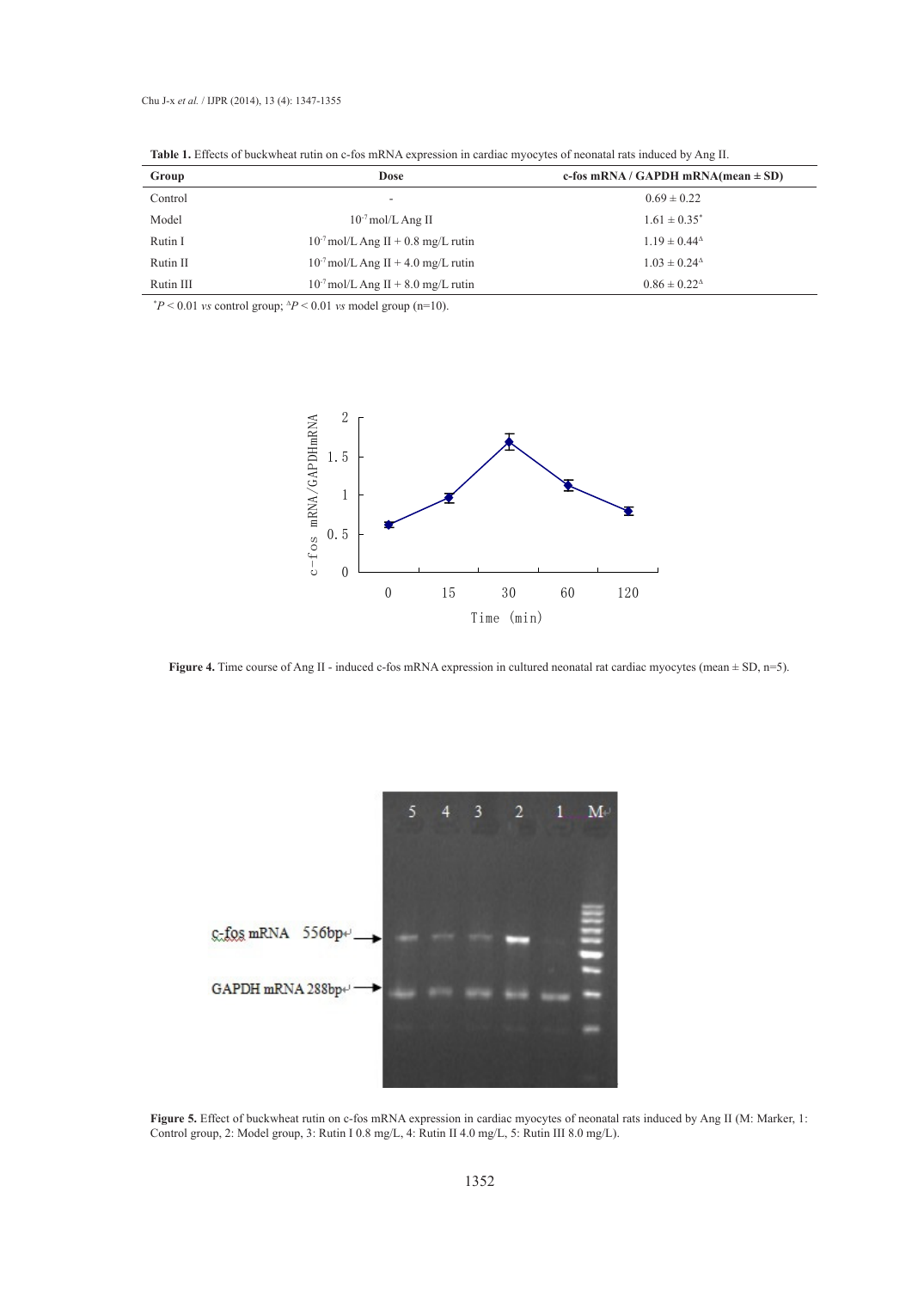**Table 1.** Effects of buckwheat rutin on c-fos mRNA expression in cardiac myocytes of neonatal rats induced by Ang II.

| Group | Dose | c-fos mRNA / GAPDH mRNA(mean ± SD) |
|---|---|---|
| Control | - | 0.69 ± 0.22 |
| Model | $10^{-7}$ mol/L Ang II | 1.61 ± 0.35* |
| Rutin I | $10^{-7}$ mol/L Ang II + 0.8 mg/L rutin | 1.19 ± 0.44$^{\Delta}$ |
| Rutin II | $10^{-7}$ mol/L Ang II + 4.0 mg/L rutin | 1.03 ± 0.24$^{\Delta}$ |
| Rutin III | $10^{-7}$ mol/L Ang II + 8.0 mg/L rutin | 0.86 ± 0.22$^{\Delta}$ |

*$P < 0.01$ *vs* control group; $^{\Delta}P < 0.01$ *vs* model group (n=10).

**Figure 4.** Time course of Ang II - induced c-fos mRNA expression in cultured neonatal rat cardiac myocytes (mean ± SD, n=5).

**Figure 5.** Effect of buckwheat rutin on c-fos mRNA expression in cardiac myocytes of neonatal rats induced by Ang II (M: Marker, 1: Control group, 2: Model group, 3: Rutin I 0.8 mg/L, 4: Rutin II 4.0 mg/L, 5: Rutin III 8.0 mg/L).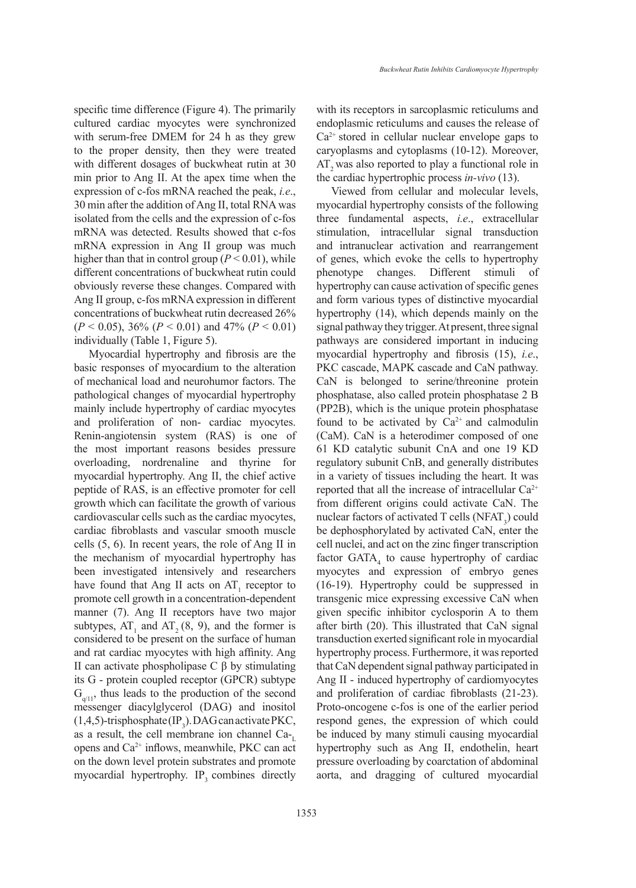specific time difference (Figure 4). The primarily cultured cardiac myocytes were synchronized with serum-free DMEM for 24 h as they grew to the proper density, then they were treated with different dosages of buckwheat rutin at 30 min prior to Ang II. At the apex time when the expression of c-fos mRNA reached the peak, *i.e*., 30 min after the addition of Ang II, total RNA was isolated from the cells and the expression of c-fos mRNA was detected. Results showed that c-fos mRNA expression in Ang II group was much higher than that in control group ($P < 0.01$), while different concentrations of buckwheat rutin could obviously reverse these changes. Compared with Ang II group, c-fos mRNA expression in different concentrations of buckwheat rutin decreased 26% ($P < 0.05$), 36% ($P < 0.01$) and 47% ($P < 0.01$) individually (Table 1, Figure 5).

Myocardial hypertrophy and fibrosis are the basic responses of myocardium to the alteration of mechanical load and neurohumor factors. The pathological changes of myocardial hypertrophy mainly include hypertrophy of cardiac myocytes and proliferation of non- cardiac myocytes. Renin-angiotensin system (RAS) is one of the most important reasons besides pressure overloading, nordrenaline and thyrine for myocardial hypertrophy. Ang II, the chief active peptide of RAS, is an effective promoter for cell growth which can facilitate the growth of various cardiovascular cells such as the cardiac myocytes, cardiac fibroblasts and vascular smooth muscle cells (5, 6). In recent years, the role of Ang II in the mechanism of myocardial hypertrophy has been investigated intensively and researchers have found that Ang II acts on $AT_1$ receptor to promote cell growth in a concentration-dependent manner (7). Ang II receptors have two major subtypes, $AT_1$ and $AT_2$ (8, 9), and the former is considered to be present on the surface of human and rat cardiac myocytes with high affinity. Ang II can activate phospholipase C β by stimulating its G - protein coupled receptor (GPCR) subtype $G_{q/11}$, thus leads to the production of the second messenger diacylglycerol (DAG) and inositol (1,4,5)-trisphosphate ($IP_3$). DAG can activate PKC, as a result, the cell membrane ion channel $Ca\text{-}_L$ opens and $Ca^{2+}$ inflows, meanwhile, PKC can act on the down level protein substrates and promote myocardial hypertrophy. $IP_3$ combines directly with its receptors in sarcoplasmic reticulums and endoplasmic reticulums and causes the release of $Ca^{2+}$ stored in cellular nuclear envelope gaps to caryoplasms and cytoplasms (10-12). Moreover, $AT_2$ was also reported to play a functional role in the cardiac hypertrophic process *in-vivo* (13).

Viewed from cellular and molecular levels, myocardial hypertrophy consists of the following three fundamental aspects, *i.e*., extracellular stimulation, intracellular signal transduction and intranuclear activation and rearrangement of genes, which evoke the cells to hypertrophy phenotype changes. Different stimuli of hypertrophy can cause activation of specific genes and form various types of distinctive myocardial hypertrophy (14), which depends mainly on the signal pathway they trigger. At present, three signal pathways are considered important in inducing myocardial hypertrophy and fibrosis (15), *i.e*., PKC cascade, MAPK cascade and CaN pathway. CaN is belonged to serine/threonine protein phosphatase, also called protein phosphatase 2 B (PP2B), which is the unique protein phosphatase found to be activated by $Ca^{2+}$ and calmodulin (CaM). CaN is a heterodimer composed of one 61 KD catalytic subunit CnA and one 19 KD regulatory subunit CnB, and generally distributes in a variety of tissues including the heart. It was reported that all the increase of intracellular $Ca^{2+}$ from different origins could activate CaN. The nuclear factors of activated T cells ($NFAT_3$) could be dephosphorylated by activated CaN, enter the cell nuclei, and act on the zinc finger transcription factor $GATA_4$ to cause hypertrophy of cardiac myocytes and expression of embryo genes (16-19). Hypertrophy could be suppressed in transgenic mice expressing excessive CaN when given specific inhibitor cyclosporin A to them after birth (20). This illustrated that CaN signal transduction exerted significant role in myocardial hypertrophy process. Furthermore, it was reported that CaN dependent signal pathway participated in Ang II - induced hypertrophy of cardiomyocytes and proliferation of cardiac fibroblasts (21-23). Proto-oncogene c-fos is one of the earlier period respond genes, the expression of which could be induced by many stimuli causing myocardial hypertrophy such as Ang II, endothelin, heart pressure overloading by coarctation of abdominal aorta, and dragging of cultured myocardial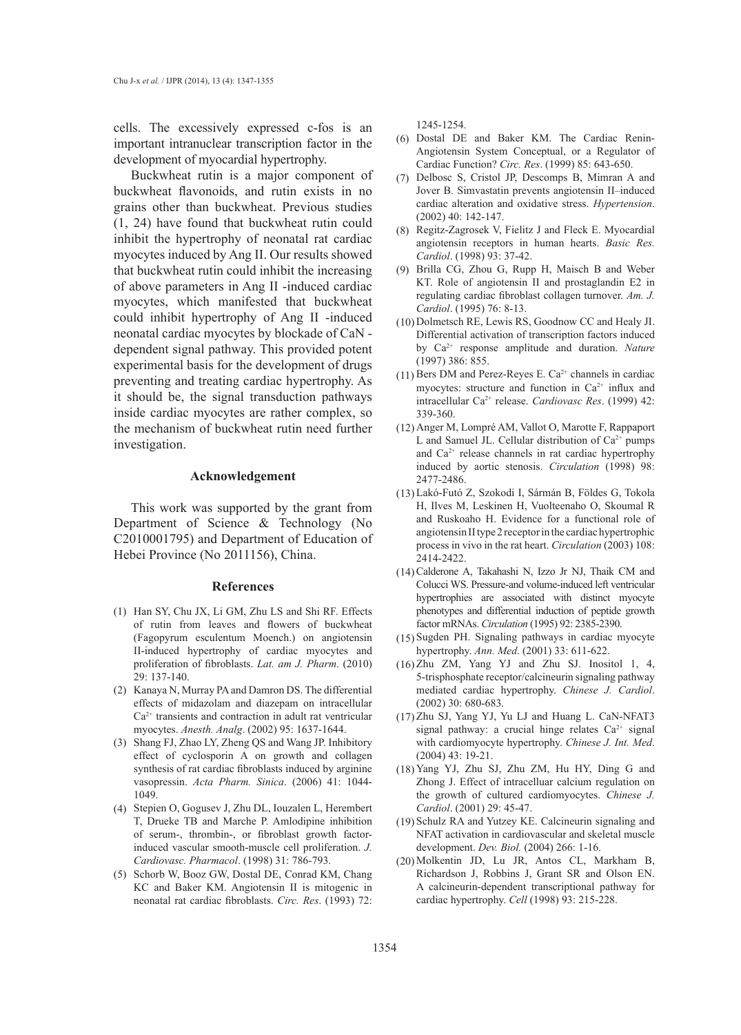cells. The excessively expressed c-fos is an important intranuclear transcription factor in the development of myocardial hypertrophy.

Buckwheat rutin is a major component of buckwheat flavonoids, and rutin exists in no grains other than buckwheat. Previous studies (1, 24) have found that buckwheat rutin could inhibit the hypertrophy of neonatal rat cardiac myocytes induced by Ang II. Our results showed that buckwheat rutin could inhibit the increasing of above parameters in Ang II -induced cardiac myocytes, which manifested that buckwheat could inhibit hypertrophy of Ang II -induced neonatal cardiac myocytes by blockade of CaN -dependent signal pathway. This provided potent experimental basis for the development of drugs preventing and treating cardiac hypertrophy. As it should be, the signal transduction pathways inside cardiac myocytes are rather complex, so the mechanism of buckwheat rutin need further investigation.

## Acknowledgement

This work was supported by the grant from Department of Science & Technology (No C2010001795) and Department of Education of Hebei Province (No 2011156), China.

## References

(1) Han SY, Chu JX, Li GM, Zhu LS and Shi RF. Effects of rutin from leaves and flowers of buckwheat (Fagopyrum esculentum Moench.) on angiotensin II-induced hypertrophy of cardiac myocytes and proliferation of fibroblasts. *Lat. am J. Pharm*. (2010) 29: 137-140.

(2) Kanaya N, Murray PA and Damron DS. The differential effects of midazolam and diazepam on intracellular $Ca^{2+}$ transients and contraction in adult rat ventricular myocytes. *Anesth. Analg*. (2002) 95: 1637-1644.

(3) Shang FJ, Zhao LY, Zheng QS and Wang JP. Inhibitory effect of cyclosporin A on growth and collagen synthesis of rat cardiac fibroblasts induced by arginine vasopressin. *Acta Pharm. Sinica*. (2006) 41: 1044-1049.

(4) Stepien O, Gogusev J, Zhu DL, Iouzalen L, Herembert T, Drueke TB and Marche P. Amlodipine inhibition of serum-, thrombin-, or fibroblast growth factor-induced vascular smooth-muscle cell proliferation. *J. Cardiovasc. Pharmacol*. (1998) 31: 786-793.

(5) Schorb W, Booz GW, Dostal DE, Conrad KM, Chang KC and Baker KM. Angiotensin II is mitogenic in neonatal rat cardiac fibroblasts. *Circ. Res*. (1993) 72: 1245-1254.

(6) Dostal DE and Baker KM. The Cardiac Renin-Angiotensin System Conceptual, or a Regulator of Cardiac Function? *Circ. Res*. (1999) 85: 643-650.

(7) Delbosc S, Cristol JP, Descomps B, Mimran A and Jover B. Simvastatin prevents angiotensin II–induced cardiac alteration and oxidative stress. *Hypertension*. (2002) 40: 142-147.

(8) Regitz-Zagrosek V, Fielitz J and Fleck E. Myocardial angiotensin receptors in human hearts. *Basic Res. Cardiol*. (1998) 93: 37-42.

(9) Brilla CG, Zhou G, Rupp H, Maisch B and Weber KT. Role of angiotensin II and prostaglandin E2 in regulating cardiac fibroblast collagen turnover. *Am. J. Cardiol*. (1995) 76: 8-13.

(10) Dolmetsch RE, Lewis RS, Goodnow CC and Healy JI. Differential activation of transcription factors induced by $Ca^{2+}$ response amplitude and duration. *Nature* (1997) 386: 855.

(11) Bers DM and Perez-Reyes E. $Ca^{2+}$ channels in cardiac myocytes: structure and function in $Ca^{2+}$ influx and intracellular $Ca^{2+}$ release. *Cardiovasc Res*. (1999) 42: 339-360.

(12) Anger M, Lompré AM, Vallot O, Marotte F, Rappaport L and Samuel JL. Cellular distribution of $Ca^{2+}$ pumps and $Ca^{2+}$ release channels in rat cardiac hypertrophy induced by aortic stenosis. *Circulation* (1998) 98: 2477-2486.

(13) Lakó-Futó Z, Szokodi I, Sármán B, Földes G, Tokola H, Ilves M, Leskinen H, Vuolteenaho O, Skoumal R and Ruskoaho H. Evidence for a functional role of angiotensin II type 2 receptor in the cardiac hypertrophic process in vivo in the rat heart. *Circulation* (2003) 108: 2414-2422.

(14) Calderone A, Takahashi N, Izzo Jr NJ, Thaik CM and Colucci WS. Pressure-and volume-induced left ventricular hypertrophies are associated with distinct myocyte phenotypes and differential induction of peptide growth factor mRNAs. *Circulation* (1995) 92: 2385-2390.

(15) Sugden PH. Signaling pathways in cardiac myocyte hypertrophy. *Ann. Med*. (2001) 33: 611-622.

(16) Zhu ZM, Yang YJ and Zhu SJ. Inositol 1, 4, 5-trisphosphate receptor/calcineurin signaling pathway mediated cardiac hypertrophy. *Chinese J. Cardiol*. (2002) 30: 680-683.

(17) Zhu SJ, Yang YJ, Yu LJ and Huang L. CaN-NFAT3 signal pathway: a crucial hinge relates $Ca^{2+}$ signal with cardiomyocyte hypertrophy. *Chinese J. Int. Med*. (2004) 43: 19-21.

(18) Yang YJ, Zhu SJ, Zhu ZM, Hu HY, Ding G and Zhong J. Effect of intracelluar calcium regulation on the growth of cultured cardiomyocytes. *Chinese J. Cardiol*. (2001) 29: 45-47.

(19) Schulz RA and Yutzey KE. Calcineurin signaling and NFAT activation in cardiovascular and skeletal muscle development. *Dev. Biol.* (2004) 266: 1-16.

(20) Molkentin JD, Lu JR, Antos CL, Markham B, Richardson J, Robbins J, Grant SR and Olson EN. A calcineurin-dependent transcriptional pathway for cardiac hypertrophy. *Cell* (1998) 93: 215-228.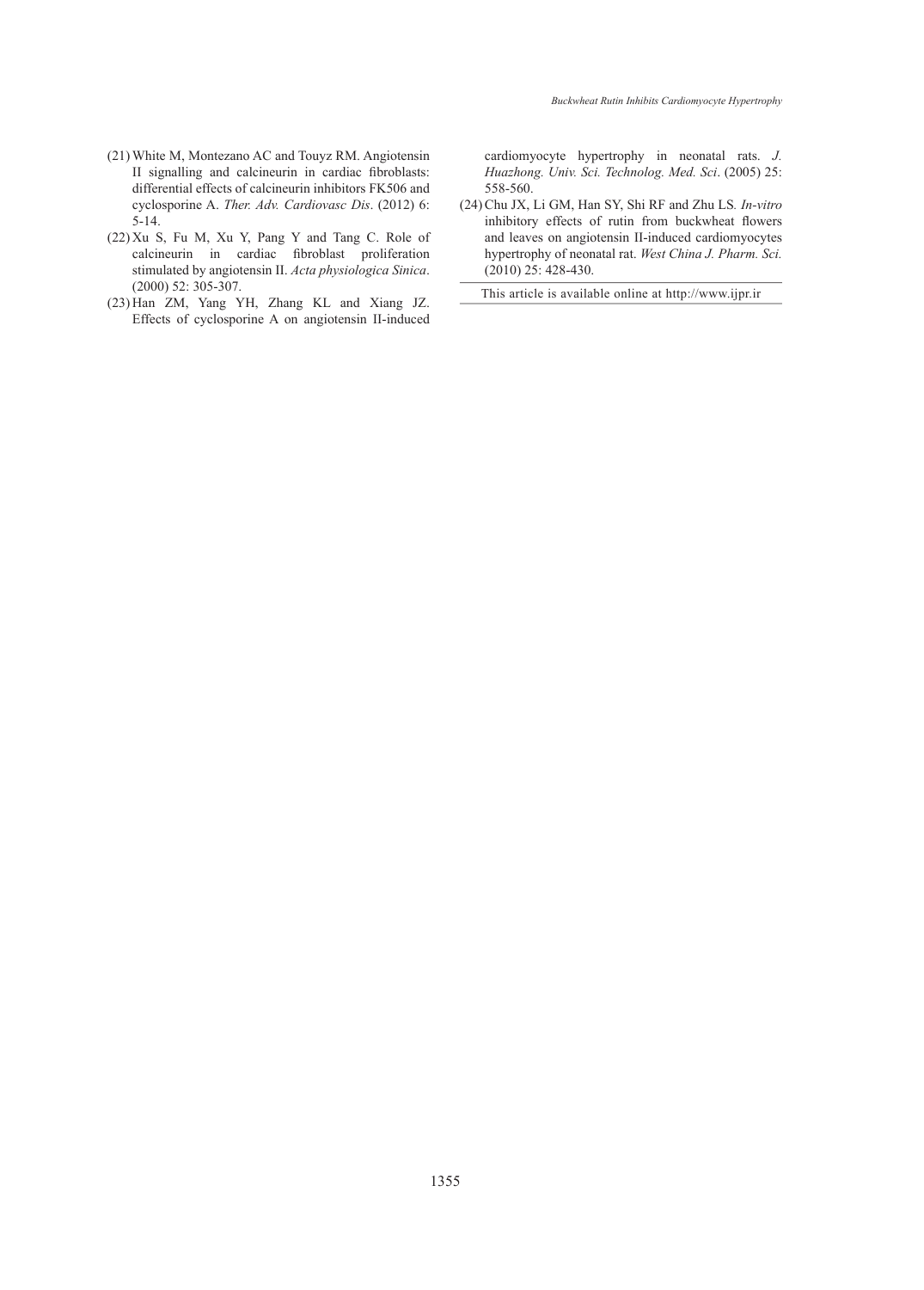(21) White M, Montezano AC and Touyz RM. Angiotensin II signalling and calcineurin in cardiac fibroblasts: differential effects of calcineurin inhibitors FK506 and cyclosporine A. *Ther. Adv. Cardiovasc Dis*. (2012) 6: 5-14.

(22) Xu S, Fu M, Xu Y, Pang Y and Tang C. Role of calcineurin in cardiac fibroblast proliferation stimulated by angiotensin II. *Acta physiologica Sinica*. (2000) 52: 305-307.

(23) Han ZM, Yang YH, Zhang KL and Xiang JZ. Effects of cyclosporine A on angiotensin II-induced cardiomyocyte hypertrophy in neonatal rats. *J. Huazhong. Univ. Sci. Technolog. Med. Sci*. (2005) 25: 558-560.

(24) Chu JX, Li GM, Han SY, Shi RF and Zhu LS. *In-vitro* inhibitory effects of rutin from buckwheat flowers and leaves on angiotensin II-induced cardiomyocytes hypertrophy of neonatal rat. *West China J. Pharm. Sci.* (2010) 25: 428-430.

This article is available online at http://www.ijpr.ir